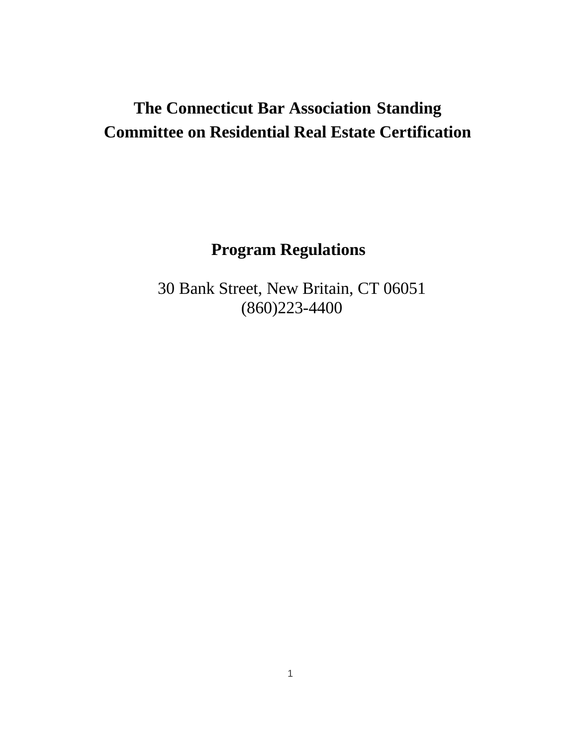# The Connecticut Bar Association Standing Committee on Residential Real Estate Certification

## Program Regulations

30 Bank Street, New Britain, CT 06051
(860)223-4400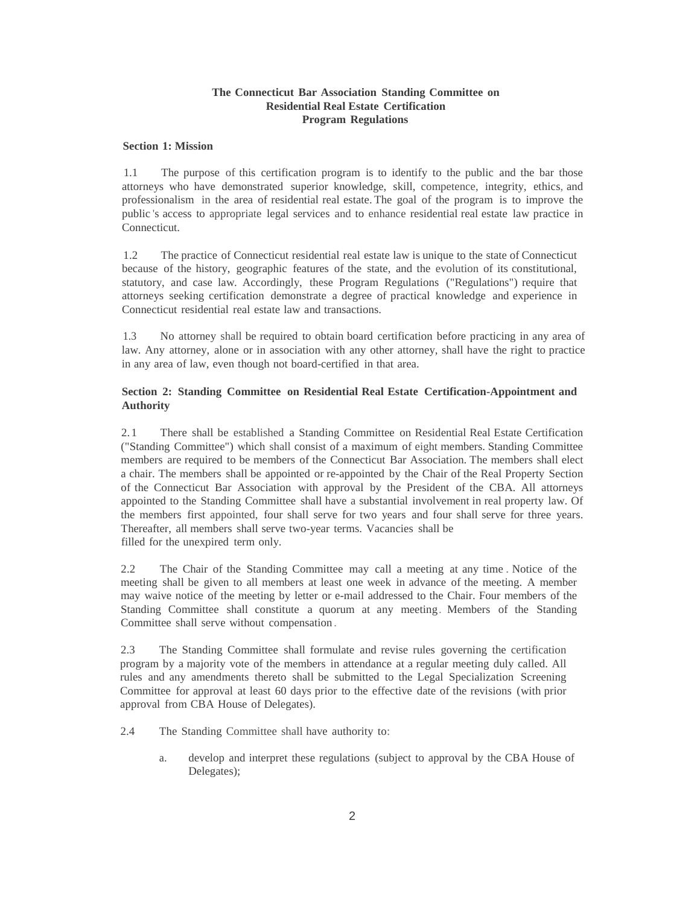**The Connecticut Bar Association Standing Committee on Residential Real Estate Certification Program Regulations**

**Section 1: Mission**

1.1 The purpose of this certification program is to identify to the public and the bar those attorneys who have demonstrated superior knowledge, skill, competence, integrity, ethics, and professionalism in the area of residential real estate. The goal of the program is to improve the public's access to appropriate legal services and to enhance residential real estate law practice in Connecticut.

1.2 The practice of Connecticut residential real estate law is unique to the state of Connecticut because of the history, geographic features of the state, and the evolution of its constitutional, statutory, and case law. Accordingly, these Program Regulations ("Regulations") require that attorneys seeking certification demonstrate a degree of practical knowledge and experience in Connecticut residential real estate law and transactions.

1.3 No attorney shall be required to obtain board certification before practicing in any area of law. Any attorney, alone or in association with any other attorney, shall have the right to practice in any area of law, even though not board-certified in that area.

**Section 2: Standing Committee on Residential Real Estate Certification-Appointment and Authority**

2.1 There shall be established a Standing Committee on Residential Real Estate Certification ("Standing Committee") which shall consist of a maximum of eight members. Standing Committee members are required to be members of the Connecticut Bar Association. The members shall elect a chair. The members shall be appointed or re-appointed by the Chair of the Real Property Section of the Connecticut Bar Association with approval by the President of the CBA. All attorneys appointed to the Standing Committee shall have a substantial involvement in real property law. Of the members first appointed, four shall serve for two years and four shall serve for three years. Thereafter, all members shall serve two-year terms. Vacancies shall be filled for the unexpired term only.

2.2 The Chair of the Standing Committee may call a meeting at any time. Notice of the meeting shall be given to all members at least one week in advance of the meeting. A member may waive notice of the meeting by letter or e-mail addressed to the Chair. Four members of the Standing Committee shall constitute a quorum at any meeting. Members of the Standing Committee shall serve without compensation.

2.3 The Standing Committee shall formulate and revise rules governing the certification program by a majority vote of the members in attendance at a regular meeting duly called. All rules and any amendments thereto shall be submitted to the Legal Specialization Screening Committee for approval at least 60 days prior to the effective date of the revisions (with prior approval from CBA House of Delegates).

2.4 The Standing Committee shall have authority to:

a. develop and interpret these regulations (subject to approval by the CBA House of Delegates);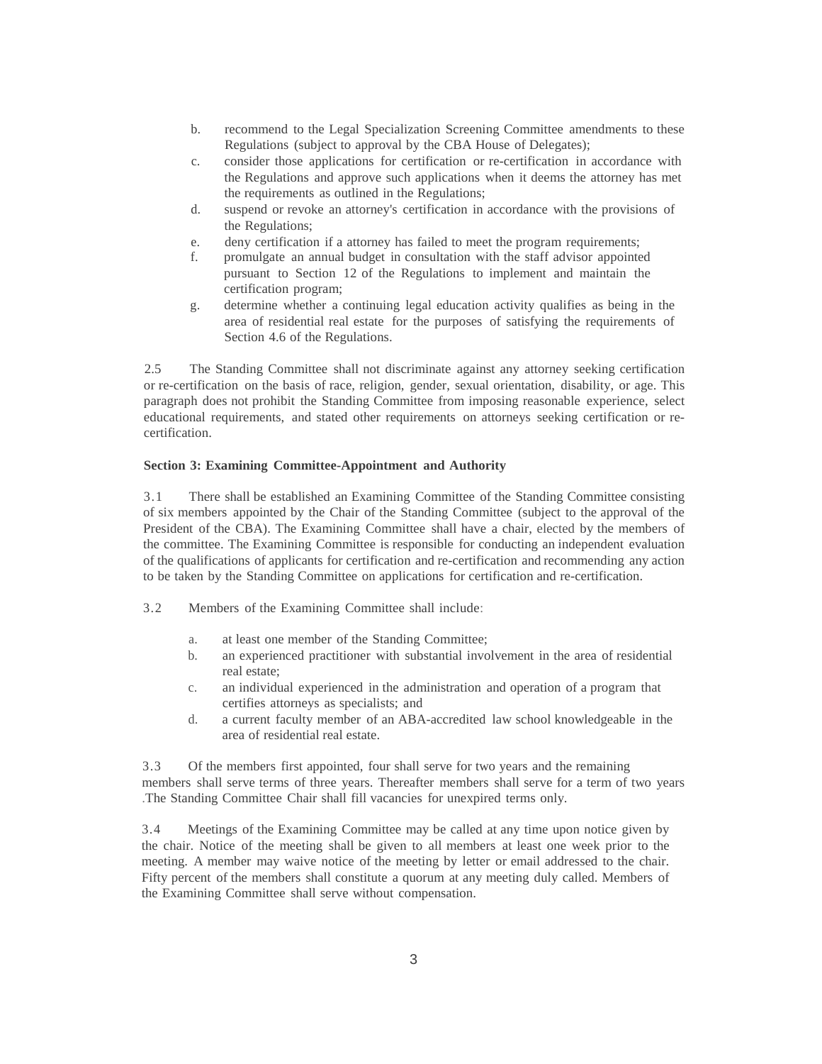b. recommend to the Legal Specialization Screening Committee amendments to these Regulations (subject to approval by the CBA House of Delegates);

c. consider those applications for certification or re-certification in accordance with the Regulations and approve such applications when it deems the attorney has met the requirements as outlined in the Regulations;

d. suspend or revoke an attorney's certification in accordance with the provisions of the Regulations;

e. deny certification if a attorney has failed to meet the program requirements;

f. promulgate an annual budget in consultation with the staff advisor appointed pursuant to Section 12 of the Regulations to implement and maintain the certification program;

g. determine whether a continuing legal education activity qualifies as being in the area of residential real estate for the purposes of satisfying the requirements of Section 4.6 of the Regulations.

2.5 The Standing Committee shall not discriminate against any attorney seeking certification or re-certification on the basis of race, religion, gender, sexual orientation, disability, or age. This paragraph does not prohibit the Standing Committee from imposing reasonable experience, select educational requirements, and stated other requirements on attorneys seeking certification or re-certification.

**Section 3: Examining Committee-Appointment and Authority**

3.1 There shall be established an Examining Committee of the Standing Committee consisting of six members appointed by the Chair of the Standing Committee (subject to the approval of the President of the CBA). The Examining Committee shall have a chair, elected by the members of the committee. The Examining Committee is responsible for conducting an independent evaluation of the qualifications of applicants for certification and re-certification and recommending any action to be taken by the Standing Committee on applications for certification and re-certification.

3.2 Members of the Examining Committee shall include:

a. at least one member of the Standing Committee;

b. an experienced practitioner with substantial involvement in the area of residential real estate;

c. an individual experienced in the administration and operation of a program that certifies attorneys as specialists; and

d. a current faculty member of an ABA-accredited law school knowledgeable in the area of residential real estate.

3.3 Of the members first appointed, four shall serve for two years and the remaining members shall serve terms of three years. Thereafter members shall serve for a term of two years .The Standing Committee Chair shall fill vacancies for unexpired terms only.

3.4 Meetings of the Examining Committee may be called at any time upon notice given by the chair. Notice of the meeting shall be given to all members at least one week prior to the meeting. A member may waive notice of the meeting by letter or email addressed to the chair. Fifty percent of the members shall constitute a quorum at any meeting duly called. Members of the Examining Committee shall serve without compensation.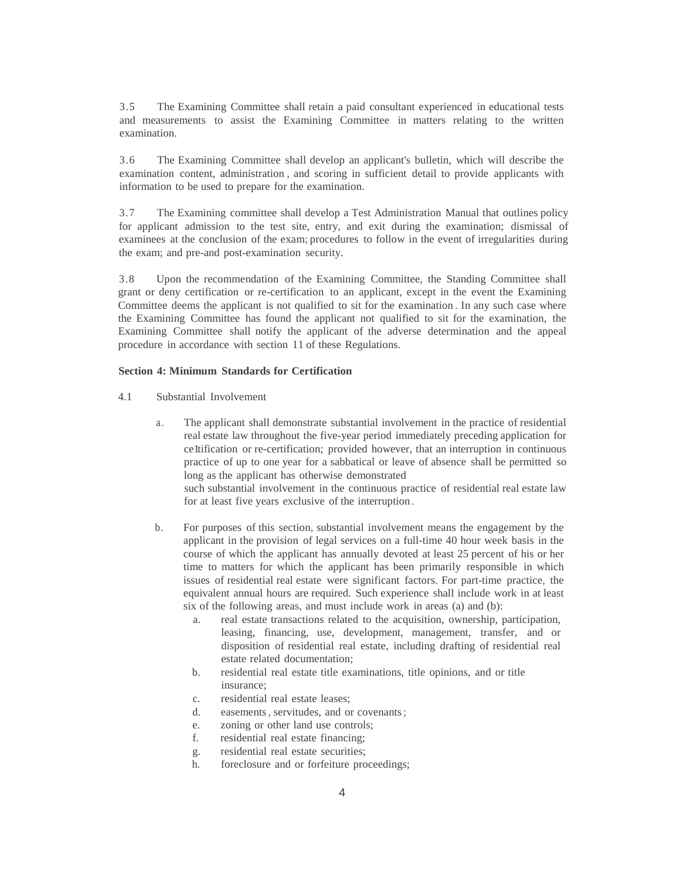3.5 The Examining Committee shall retain a paid consultant experienced in educational tests and measurements to assist the Examining Committee in matters relating to the written examination.

3.6 The Examining Committee shall develop an applicant's bulletin, which will describe the examination content, administration, and scoring in sufficient detail to provide applicants with information to be used to prepare for the examination.

3.7 The Examining committee shall develop a Test Administration Manual that outlines policy for applicant admission to the test site, entry, and exit during the examination; dismissal of examinees at the conclusion of the exam; procedures to follow in the event of irregularities during the exam; and pre-and post-examination security.

3.8 Upon the recommendation of the Examining Committee, the Standing Committee shall grant or deny certification or re-certification to an applicant, except in the event the Examining Committee deems the applicant is not qualified to sit for the examination. In any such case where the Examining Committee has found the applicant not qualified to sit for the examination, the Examining Committee shall notify the applicant of the adverse determination and the appeal procedure in accordance with section 11 of these Regulations.

**Section 4: Minimum Standards for Certification**

4.1 Substantial Involvement

a. The applicant shall demonstrate substantial involvement in the practice of residential real estate law throughout the five-year period immediately preceding application for ce1tification or re-certification; provided however, that an interruption in continuous practice of up to one year for a sabbatical or leave of absence shall be permitted so long as the applicant has otherwise demonstrated such substantial involvement in the continuous practice of residential real estate law for at least five years exclusive of the interruption.

b. For purposes of this section, substantial involvement means the engagement by the applicant in the provision of legal services on a full-time 40 hour week basis in the course of which the applicant has annually devoted at least 25 percent of his or her time to matters for which the applicant has been primarily responsible in which issues of residential real estate were significant factors. For part-time practice, the equivalent annual hours are required. Such experience shall include work in at least six of the following areas, and must include work in areas (a) and (b):

   a. real estate transactions related to the acquisition, ownership, participation, leasing, financing, use, development, management, transfer, and or disposition of residential real estate, including drafting of residential real estate related documentation;
   b. residential real estate title examinations, title opinions, and or title insurance;
   c. residential real estate leases;
   d. easements, servitudes, and or covenants;
   e. zoning or other land use controls;
   f. residential real estate financing;
   g. residential real estate securities;
   h. foreclosure and or forfeiture proceedings;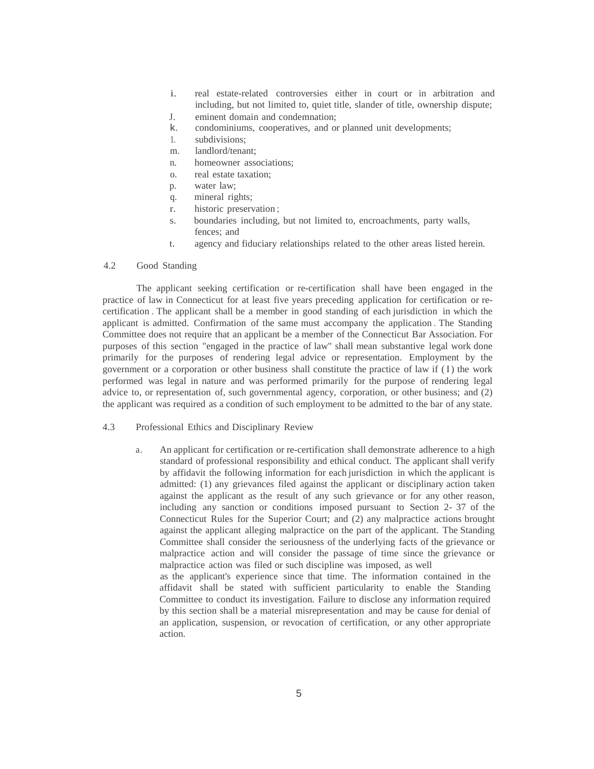i. real estate-related controversies either in court or in arbitration and including, but not limited to, quiet title, slander of title, ownership dispute;
j. eminent domain and condemnation;
k. condominiums, cooperatives, and or planned unit developments;
l. subdivisions;
m. landlord/tenant;
n. homeowner associations;
o. real estate taxation;
p. water law;
q. mineral rights;
r. historic preservation;
s. boundaries including, but not limited to, encroachments, party walls, fences; and
t. agency and fiduciary relationships related to the other areas listed herein.

4.2 Good Standing

The applicant seeking certification or re-certification shall have been engaged in the practice of law in Connecticut for at least five years preceding application for certification or re-certification. The applicant shall be a member in good standing of each jurisdiction in which the applicant is admitted. Confirmation of the same must accompany the application. The Standing Committee does not require that an applicant be a member of the Connecticut Bar Association. For purposes of this section "engaged in the practice of law" shall mean substantive legal work done primarily for the purposes of rendering legal advice or representation. Employment by the government or a corporation or other business shall constitute the practice of law if (1) the work performed was legal in nature and was performed primarily for the purpose of rendering legal advice to, or representation of, such governmental agency, corporation, or other business; and (2) the applicant was required as a condition of such employment to be admitted to the bar of any state.

4.3 Professional Ethics and Disciplinary Review

a. An applicant for certification or re-certification shall demonstrate adherence to a high standard of professional responsibility and ethical conduct. The applicant shall verify by affidavit the following information for each jurisdiction in which the applicant is admitted: (1) any grievances filed against the applicant or disciplinary action taken against the applicant as the result of any such grievance or for any other reason, including any sanction or conditions imposed pursuant to Section 2- 37 of the Connecticut Rules for the Superior Court; and (2) any malpractice actions brought against the applicant alleging malpractice on the part of the applicant. The Standing Committee shall consider the seriousness of the underlying facts of the grievance or malpractice action and will consider the passage of time since the grievance or malpractice action was filed or such discipline was imposed, as well as the applicant's experience since that time. The information contained in the affidavit shall be stated with sufficient particularity to enable the Standing Committee to conduct its investigation. Failure to disclose any information required by this section shall be a material misrepresentation and may be cause for denial of an application, suspension, or revocation of certification, or any other appropriate action.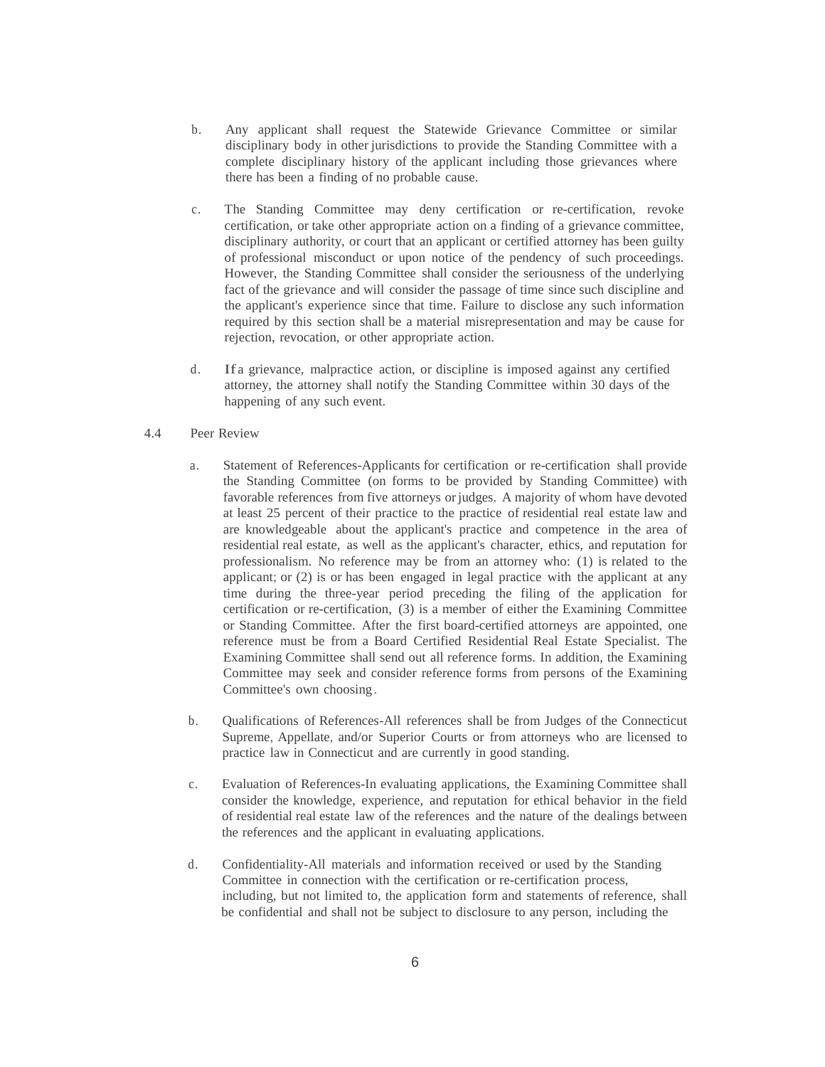b. Any applicant shall request the Statewide Grievance Committee or similar disciplinary body in other jurisdictions to provide the Standing Committee with a complete disciplinary history of the applicant including those grievances where there has been a finding of no probable cause.

c. The Standing Committee may deny certification or re-certification, revoke certification, or take other appropriate action on a finding of a grievance committee, disciplinary authority, or court that an applicant or certified attorney has been guilty of professional misconduct or upon notice of the pendency of such proceedings. However, the Standing Committee shall consider the seriousness of the underlying fact of the grievance and will consider the passage of time since such discipline and the applicant's experience since that time. Failure to disclose any such information required by this section shall be a material misrepresentation and may be cause for rejection, revocation, or other appropriate action.

d. If a grievance, malpractice action, or discipline is imposed against any certified attorney, the attorney shall notify the Standing Committee within 30 days of the happening of any such event.

4.4 Peer Review

a. Statement of References-Applicants for certification or re-certification shall provide the Standing Committee (on forms to be provided by Standing Committee) with favorable references from five attorneys or judges. A majority of whom have devoted at least 25 percent of their practice to the practice of residential real estate law and are knowledgeable about the applicant's practice and competence in the area of residential real estate, as well as the applicant's character, ethics, and reputation for professionalism. No reference may be from an attorney who: (1) is related to the applicant; or (2) is or has been engaged in legal practice with the applicant at any time during the three-year period preceding the filing of the application for certification or re-certification, (3) is a member of either the Examining Committee or Standing Committee. After the first board-certified attorneys are appointed, one reference must be from a Board Certified Residential Real Estate Specialist. The Examining Committee shall send out all reference forms. In addition, the Examining Committee may seek and consider reference forms from persons of the Examining Committee's own choosing.

b. Qualifications of References-All references shall be from Judges of the Connecticut Supreme, Appellate, and/or Superior Courts or from attorneys who are licensed to practice law in Connecticut and are currently in good standing.

c. Evaluation of References-In evaluating applications, the Examining Committee shall consider the knowledge, experience, and reputation for ethical behavior in the field of residential real estate law of the references and the nature of the dealings between the references and the applicant in evaluating applications.

d. Confidentiality-All materials and information received or used by the Standing Committee in connection with the certification or re-certification process, including, but not limited to, the application form and statements of reference, shall be confidential and shall not be subject to disclosure to any person, including the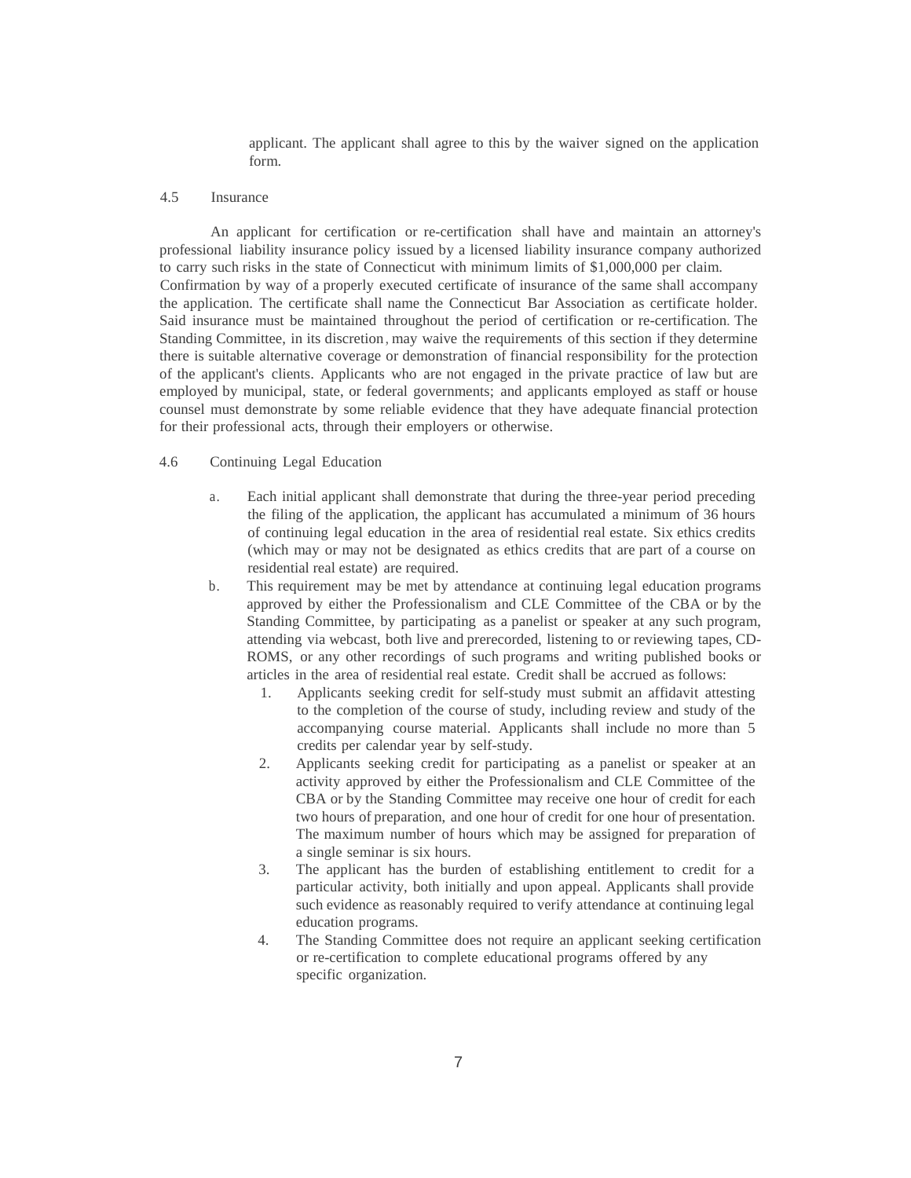applicant. The applicant shall agree to this by the waiver signed on the application form.

4.5 Insurance

An applicant for certification or re-certification shall have and maintain an attorney's professional liability insurance policy issued by a licensed liability insurance company authorized to carry such risks in the state of Connecticut with minimum limits of $1,000,000 per claim. Confirmation by way of a properly executed certificate of insurance of the same shall accompany the application. The certificate shall name the Connecticut Bar Association as certificate holder. Said insurance must be maintained throughout the period of certification or re-certification. The Standing Committee, in its discretion, may waive the requirements of this section if they determine there is suitable alternative coverage or demonstration of financial responsibility for the protection of the applicant's clients. Applicants who are not engaged in the private practice of law but are employed by municipal, state, or federal governments; and applicants employed as staff or house counsel must demonstrate by some reliable evidence that they have adequate financial protection for their professional acts, through their employers or otherwise.

4.6 Continuing Legal Education

a. Each initial applicant shall demonstrate that during the three-year period preceding the filing of the application, the applicant has accumulated a minimum of 36 hours of continuing legal education in the area of residential real estate. Six ethics credits (which may or may not be designated as ethics credits that are part of a course on residential real estate) are required.

b. This requirement may be met by attendance at continuing legal education programs approved by either the Professionalism and CLE Committee of the CBA or by the Standing Committee, by participating as a panelist or speaker at any such program, attending via webcast, both live and prerecorded, listening to or reviewing tapes, CD-ROMS, or any other recordings of such programs and writing published books or articles in the area of residential real estate. Credit shall be accrued as follows:

   1. Applicants seeking credit for self-study must submit an affidavit attesting to the completion of the course of study, including review and study of the accompanying course material. Applicants shall include no more than 5 credits per calendar year by self-study.
   2. Applicants seeking credit for participating as a panelist or speaker at an activity approved by either the Professionalism and CLE Committee of the CBA or by the Standing Committee may receive one hour of credit for each two hours of preparation, and one hour of credit for one hour of presentation. The maximum number of hours which may be assigned for preparation of a single seminar is six hours.
   3. The applicant has the burden of establishing entitlement to credit for a particular activity, both initially and upon appeal. Applicants shall provide such evidence as reasonably required to verify attendance at continuing legal education programs.
   4. The Standing Committee does not require an applicant seeking certification or re-certification to complete educational programs offered by any specific organization.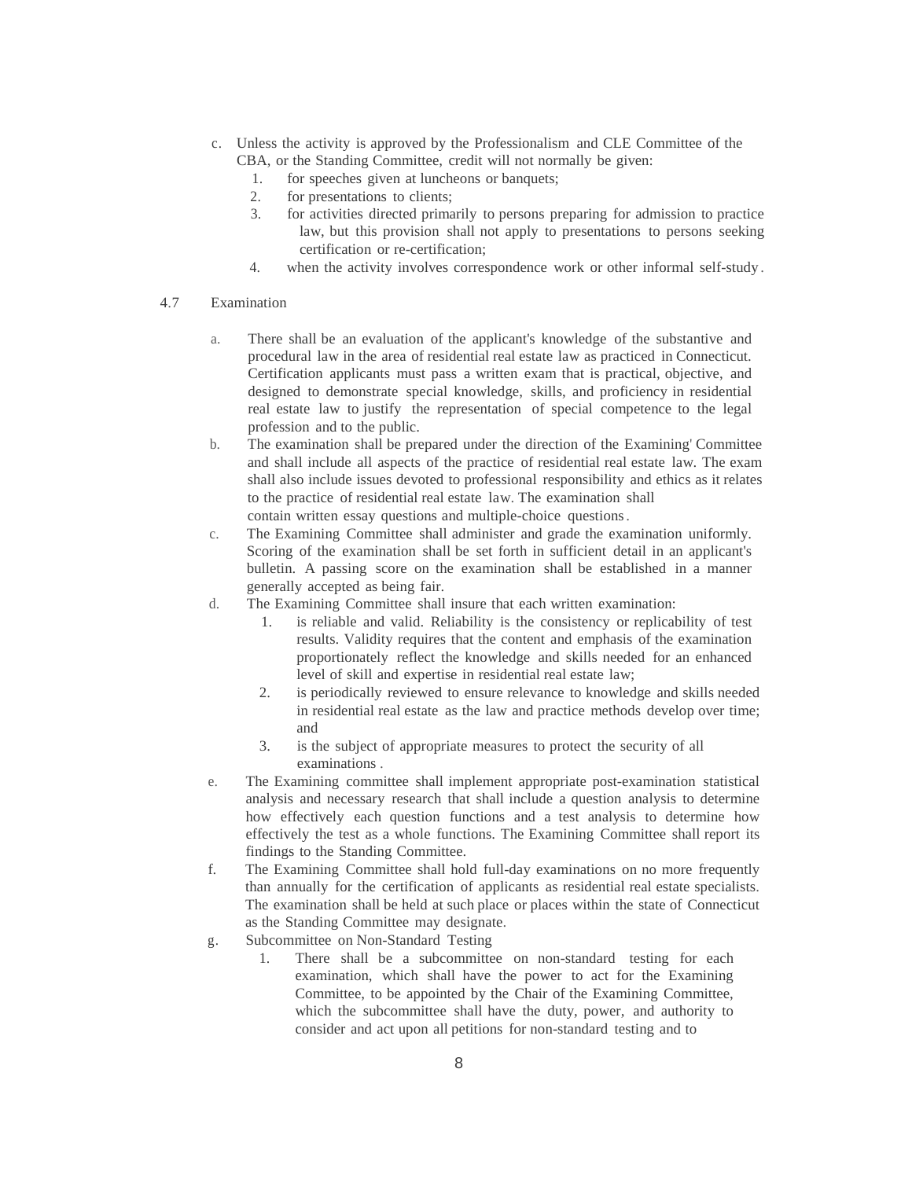c. Unless the activity is approved by the Professionalism and CLE Committee of the CBA, or the Standing Committee, credit will not normally be given:
   1. for speeches given at luncheons or banquets;
   2. for presentations to clients;
   3. for activities directed primarily to persons preparing for admission to practice law, but this provision shall not apply to presentations to persons seeking certification or re-certification;
   4. when the activity involves correspondence work or other informal self-study.

4.7 Examination

a. There shall be an evaluation of the applicant's knowledge of the substantive and procedural law in the area of residential real estate law as practiced in Connecticut. Certification applicants must pass a written exam that is practical, objective, and designed to demonstrate special knowledge, skills, and proficiency in residential real estate law to justify the representation of special competence to the legal profession and to the public.

b. The examination shall be prepared under the direction of the Examining' Committee and shall include all aspects of the practice of residential real estate law. The exam shall also include issues devoted to professional responsibility and ethics as it relates to the practice of residential real estate law. The examination shall contain written essay questions and multiple-choice questions.

c. The Examining Committee shall administer and grade the examination uniformly. Scoring of the examination shall be set forth in sufficient detail in an applicant's bulletin. A passing score on the examination shall be established in a manner generally accepted as being fair.

d. The Examining Committee shall insure that each written examination:
   1. is reliable and valid. Reliability is the consistency or replicability of test results. Validity requires that the content and emphasis of the examination proportionately reflect the knowledge and skills needed for an enhanced level of skill and expertise in residential real estate law;
   2. is periodically reviewed to ensure relevance to knowledge and skills needed in residential real estate as the law and practice methods develop over time; and
   3. is the subject of appropriate measures to protect the security of all examinations.

e. The Examining committee shall implement appropriate post-examination statistical analysis and necessary research that shall include a question analysis to determine how effectively each question functions and a test analysis to determine how effectively the test as a whole functions. The Examining Committee shall report its findings to the Standing Committee.

f. The Examining Committee shall hold full-day examinations on no more frequently than annually for the certification of applicants as residential real estate specialists. The examination shall be held at such place or places within the state of Connecticut as the Standing Committee may designate.

g. Subcommittee on Non-Standard Testing
   1. There shall be a subcommittee on non-standard testing for each examination, which shall have the power to act for the Examining Committee, to be appointed by the Chair of the Examining Committee, which the subcommittee shall have the duty, power, and authority to consider and act upon all petitions for non-standard testing and to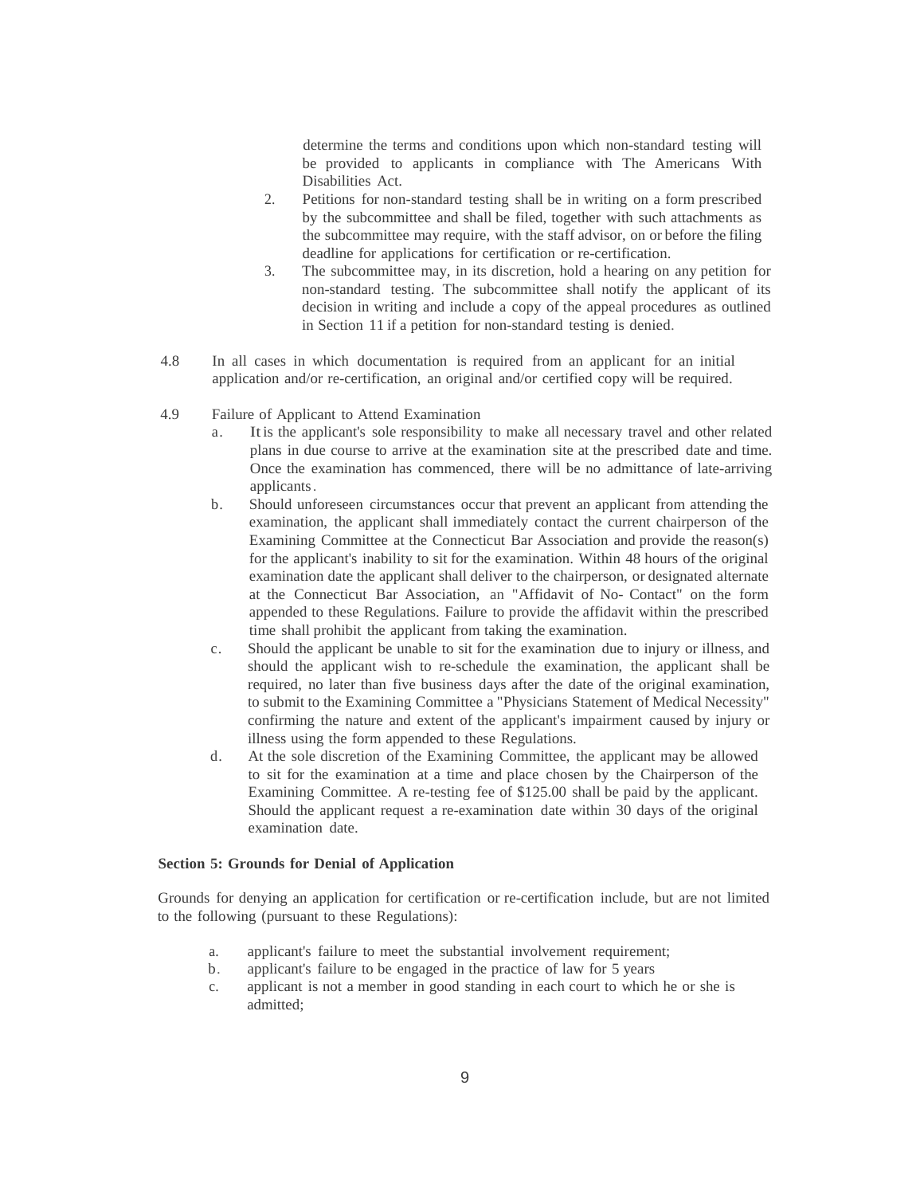determine the terms and conditions upon which non-standard testing will be provided to applicants in compliance with The Americans With Disabilities Act.

2. Petitions for non-standard testing shall be in writing on a form prescribed by the subcommittee and shall be filed, together with such attachments as the subcommittee may require, with the staff advisor, on or before the filing deadline for applications for certification or re-certification.
3. The subcommittee may, in its discretion, hold a hearing on any petition for non-standard testing. The subcommittee shall notify the applicant of its decision in writing and include a copy of the appeal procedures as outlined in Section 11 if a petition for non-standard testing is denied.

4.8 In all cases in which documentation is required from an applicant for an initial application and/or re-certification, an original and/or certified copy will be required.

4.9 Failure of Applicant to Attend Examination

a. It is the applicant's sole responsibility to make all necessary travel and other related plans in due course to arrive at the examination site at the prescribed date and time. Once the examination has commenced, there will be no admittance of late-arriving applicants.

b. Should unforeseen circumstances occur that prevent an applicant from attending the examination, the applicant shall immediately contact the current chairperson of the Examining Committee at the Connecticut Bar Association and provide the reason(s) for the applicant's inability to sit for the examination. Within 48 hours of the original examination date the applicant shall deliver to the chairperson, or designated alternate at the Connecticut Bar Association, an "Affidavit of No- Contact" on the form appended to these Regulations. Failure to provide the affidavit within the prescribed time shall prohibit the applicant from taking the examination.

c. Should the applicant be unable to sit for the examination due to injury or illness, and should the applicant wish to re-schedule the examination, the applicant shall be required, no later than five business days after the date of the original examination, to submit to the Examining Committee a "Physicians Statement of Medical Necessity" confirming the nature and extent of the applicant's impairment caused by injury or illness using the form appended to these Regulations.

d. At the sole discretion of the Examining Committee, the applicant may be allowed to sit for the examination at a time and place chosen by the Chairperson of the Examining Committee. A re-testing fee of $125.00 shall be paid by the applicant. Should the applicant request a re-examination date within 30 days of the original examination date.

**Section 5: Grounds for Denial of Application**

Grounds for denying an application for certification or re-certification include, but are not limited to the following (pursuant to these Regulations):

a. applicant's failure to meet the substantial involvement requirement;
b. applicant's failure to be engaged in the practice of law for 5 years
c. applicant is not a member in good standing in each court to which he or she is admitted;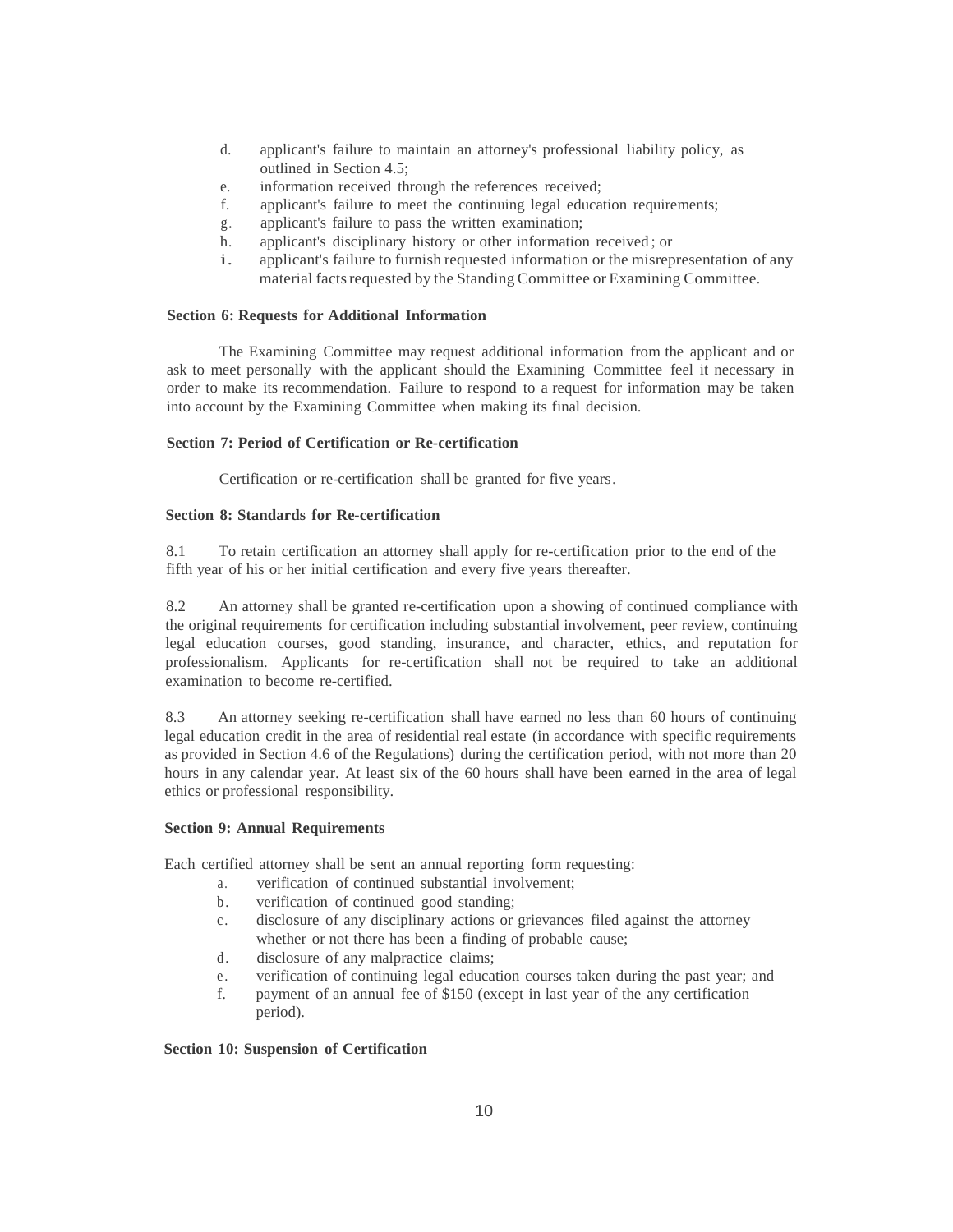d. applicant's failure to maintain an attorney's professional liability policy, as outlined in Section 4.5;
e. information received through the references received;
f. applicant's failure to meet the continuing legal education requirements;
g. applicant's failure to pass the written examination;
h. applicant's disciplinary history or other information received; or
i. applicant's failure to furnish requested information or the misrepresentation of any material facts requested by the Standing Committee or Examining Committee.

**Section 6: Requests for Additional Information**

The Examining Committee may request additional information from the applicant and or ask to meet personally with the applicant should the Examining Committee feel it necessary in order to make its recommendation. Failure to respond to a request for information may be taken into account by the Examining Committee when making its final decision.

**Section 7: Period of Certification or Re-certification**

Certification or re-certification shall be granted for five years.

**Section 8: Standards for Re-certification**

8.1 To retain certification an attorney shall apply for re-certification prior to the end of the fifth year of his or her initial certification and every five years thereafter.

8.2 An attorney shall be granted re-certification upon a showing of continued compliance with the original requirements for certification including substantial involvement, peer review, continuing legal education courses, good standing, insurance, and character, ethics, and reputation for professionalism. Applicants for re-certification shall not be required to take an additional examination to become re-certified.

8.3 An attorney seeking re-certification shall have earned no less than 60 hours of continuing legal education credit in the area of residential real estate (in accordance with specific requirements as provided in Section 4.6 of the Regulations) during the certification period, with not more than 20 hours in any calendar year. At least six of the 60 hours shall have been earned in the area of legal ethics or professional responsibility.

**Section 9: Annual Requirements**

Each certified attorney shall be sent an annual reporting form requesting:

a. verification of continued substantial involvement;
b. verification of continued good standing;
c. disclosure of any disciplinary actions or grievances filed against the attorney whether or not there has been a finding of probable cause;
d. disclosure of any malpractice claims;
e. verification of continuing legal education courses taken during the past year; and
f. payment of an annual fee of $150 (except in last year of the any certification period).

**Section 10: Suspension of Certification**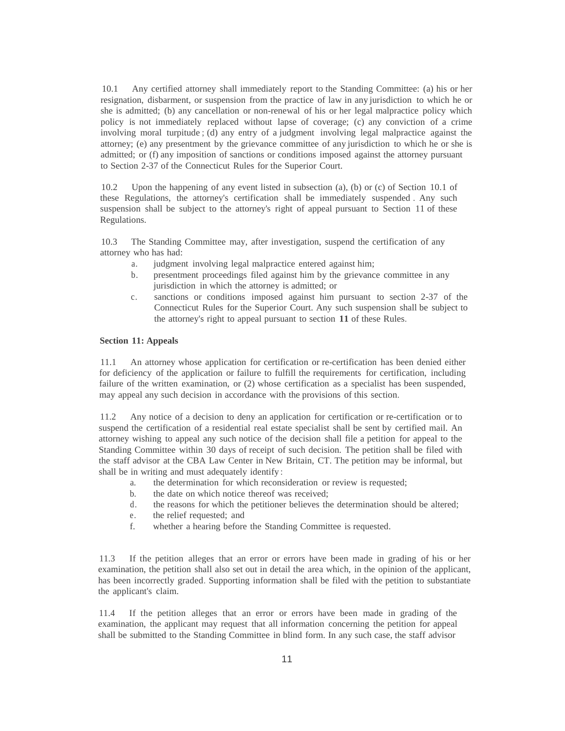10.1 Any certified attorney shall immediately report to the Standing Committee: (a) his or her resignation, disbarment, or suspension from the practice of law in any jurisdiction to which he or she is admitted; (b) any cancellation or non-renewal of his or her legal malpractice policy which policy is not immediately replaced without lapse of coverage; (c) any conviction of a crime involving moral turpitude ; (d) any entry of a judgment involving legal malpractice against the attorney; (e) any presentment by the grievance committee of any jurisdiction to which he or she is admitted; or (f) any imposition of sanctions or conditions imposed against the attorney pursuant to Section 2-37 of the Connecticut Rules for the Superior Court.

10.2 Upon the happening of any event listed in subsection (a), (b) or (c) of Section 10.1 of these Regulations, the attorney's certification shall be immediately suspended . Any such suspension shall be subject to the attorney's right of appeal pursuant to Section 11 of these Regulations.

10.3 The Standing Committee may, after investigation, suspend the certification of any attorney who has had:

a. judgment involving legal malpractice entered against him;
b. presentment proceedings filed against him by the grievance committee in any jurisdiction in which the attorney is admitted; or
c. sanctions or conditions imposed against him pursuant to section 2-37 of the Connecticut Rules for the Superior Court. Any such suspension shall be subject to the attorney's right to appeal pursuant to section **11** of these Rules.

**Section 11: Appeals**

11.1 An attorney whose application for certification or re-certification has been denied either for deficiency of the application or failure to fulfill the requirements for certification, including failure of the written examination, or (2) whose certification as a specialist has been suspended, may appeal any such decision in accordance with the provisions of this section.

11.2 Any notice of a decision to deny an application for certification or re-certification or to suspend the certification of a residential real estate specialist shall be sent by certified mail. An attorney wishing to appeal any such notice of the decision shall file a petition for appeal to the Standing Committee within 30 days of receipt of such decision. The petition shall be filed with the staff advisor at the CBA Law Center in New Britain, CT. The petition may be informal, but shall be in writing and must adequately identify :

a. the determination for which reconsideration or review is requested;
b. the date on which notice thereof was received;
d. the reasons for which the petitioner believes the determination should be altered;
e. the relief requested; and
f. whether a hearing before the Standing Committee is requested.

11.3 If the petition alleges that an error or errors have been made in grading of his or her examination, the petition shall also set out in detail the area which, in the opinion of the applicant, has been incorrectly graded. Supporting information shall be filed with the petition to substantiate the applicant's claim.

11.4 If the petition alleges that an error or errors have been made in grading of the examination, the applicant may request that all information concerning the petition for appeal shall be submitted to the Standing Committee in blind form. In any such case, the staff advisor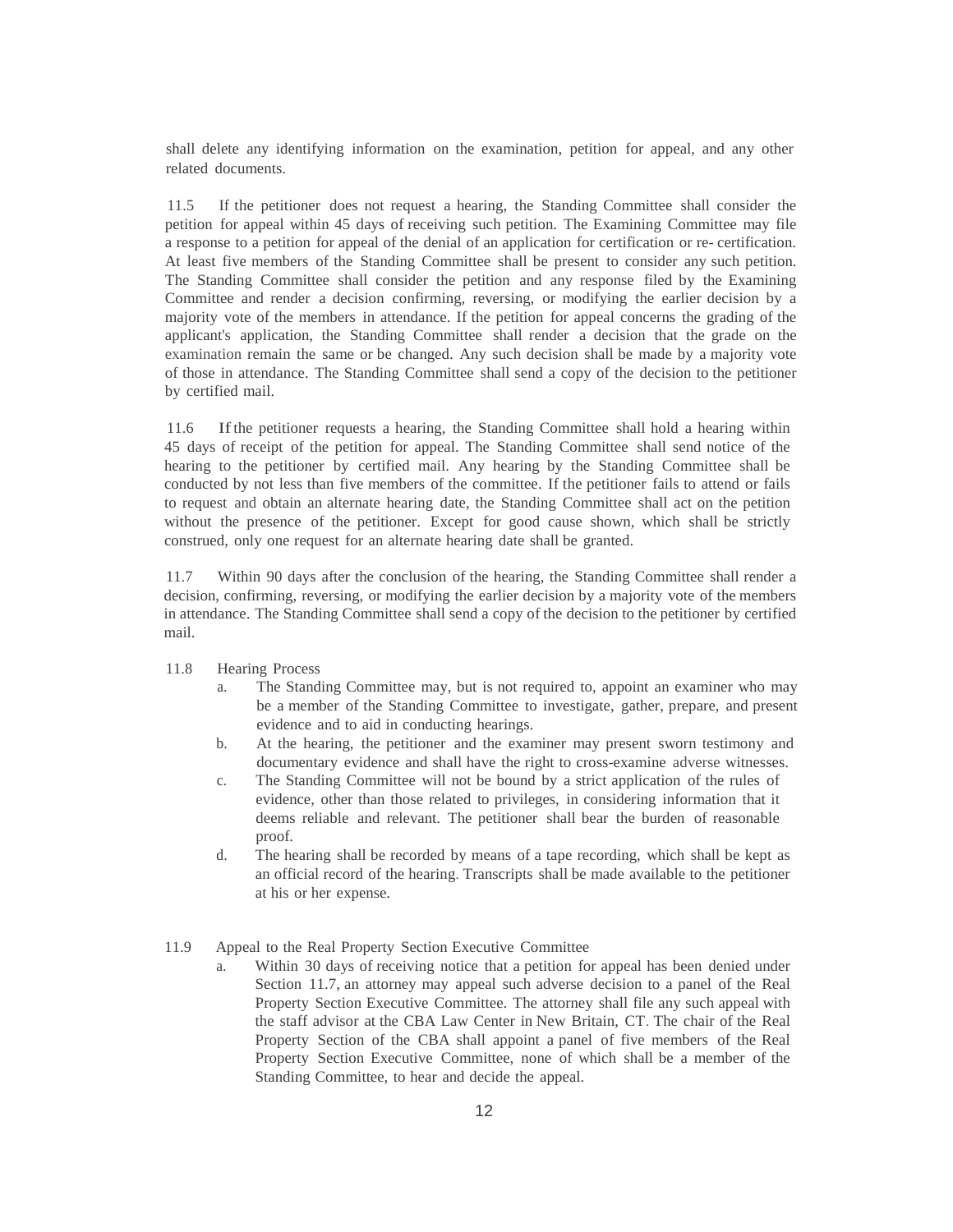shall delete any identifying information on the examination, petition for appeal, and any other related documents.

11.5 If the petitioner does not request a hearing, the Standing Committee shall consider the petition for appeal within 45 days of receiving such petition. The Examining Committee may file a response to a petition for appeal of the denial of an application for certification or re- certification. At least five members of the Standing Committee shall be present to consider any such petition. The Standing Committee shall consider the petition and any response filed by the Examining Committee and render a decision confirming, reversing, or modifying the earlier decision by a majority vote of the members in attendance. If the petition for appeal concerns the grading of the applicant's application, the Standing Committee shall render a decision that the grade on the examination remain the same or be changed. Any such decision shall be made by a majority vote of those in attendance. The Standing Committee shall send a copy of the decision to the petitioner by certified mail.

11.6 If the petitioner requests a hearing, the Standing Committee shall hold a hearing within 45 days of receipt of the petition for appeal. The Standing Committee shall send notice of the hearing to the petitioner by certified mail. Any hearing by the Standing Committee shall be conducted by not less than five members of the committee. If the petitioner fails to attend or fails to request and obtain an alternate hearing date, the Standing Committee shall act on the petition without the presence of the petitioner. Except for good cause shown, which shall be strictly construed, only one request for an alternate hearing date shall be granted.

11.7 Within 90 days after the conclusion of the hearing, the Standing Committee shall render a decision, confirming, reversing, or modifying the earlier decision by a majority vote of the members in attendance. The Standing Committee shall send a copy of the decision to the petitioner by certified mail.

11.8 Hearing Process

a. The Standing Committee may, but is not required to, appoint an examiner who may be a member of the Standing Committee to investigate, gather, prepare, and present evidence and to aid in conducting hearings.
b. At the hearing, the petitioner and the examiner may present sworn testimony and documentary evidence and shall have the right to cross-examine adverse witnesses.
c. The Standing Committee will not be bound by a strict application of the rules of evidence, other than those related to privileges, in considering information that it deems reliable and relevant. The petitioner shall bear the burden of reasonable proof.
d. The hearing shall be recorded by means of a tape recording, which shall be kept as an official record of the hearing. Transcripts shall be made available to the petitioner at his or her expense.

11.9 Appeal to the Real Property Section Executive Committee

a. Within 30 days of receiving notice that a petition for appeal has been denied under Section 11.7, an attorney may appeal such adverse decision to a panel of the Real Property Section Executive Committee. The attorney shall file any such appeal with the staff advisor at the CBA Law Center in New Britain, CT. The chair of the Real Property Section of the CBA shall appoint a panel of five members of the Real Property Section Executive Committee, none of which shall be a member of the Standing Committee, to hear and decide the appeal.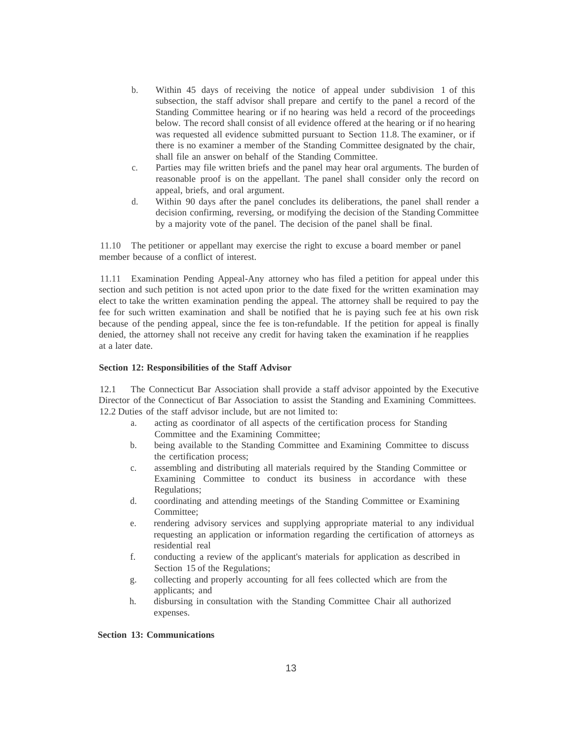b. Within 45 days of receiving the notice of appeal under subdivision 1 of this subsection, the staff advisor shall prepare and certify to the panel a record of the Standing Committee hearing or if no hearing was held a record of the proceedings below. The record shall consist of all evidence offered at the hearing or if no hearing was requested all evidence submitted pursuant to Section 11.8. The examiner, or if there is no examiner a member of the Standing Committee designated by the chair, shall file an answer on behalf of the Standing Committee.

c. Parties may file written briefs and the panel may hear oral arguments. The burden of reasonable proof is on the appellant. The panel shall consider only the record on appeal, briefs, and oral argument.

d. Within 90 days after the panel concludes its deliberations, the panel shall render a decision confirming, reversing, or modifying the decision of the Standing Committee by a majority vote of the panel. The decision of the panel shall be final.

11.10 The petitioner or appellant may exercise the right to excuse a board member or panel member because of a conflict of interest.

11.11 Examination Pending Appeal-Any attorney who has filed a petition for appeal under this section and such petition is not acted upon prior to the date fixed for the written examination may elect to take the written examination pending the appeal. The attorney shall be required to pay the fee for such written examination and shall be notified that he is paying such fee at his own risk because of the pending appeal, since the fee is ton-refundable. If the petition for appeal is finally denied, the attorney shall not receive any credit for having taken the examination if he reapplies at a later date.

**Section 12: Responsibilities of the Staff Advisor**

12.1 The Connecticut Bar Association shall provide a staff advisor appointed by the Executive Director of the Connecticut of Bar Association to assist the Standing and Examining Committees.

12.2 Duties of the staff advisor include, but are not limited to:

a. acting as coordinator of all aspects of the certification process for Standing Committee and the Examining Committee;

b. being available to the Standing Committee and Examining Committee to discuss the certification process;

c. assembling and distributing all materials required by the Standing Committee or Examining Committee to conduct its business in accordance with these Regulations;

d. coordinating and attending meetings of the Standing Committee or Examining Committee;

e. rendering advisory services and supplying appropriate material to any individual requesting an application or information regarding the certification of attorneys as residential real

f. conducting a review of the applicant's materials for application as described in Section 15 of the Regulations;

g. collecting and properly accounting for all fees collected which are from the applicants; and

h. disbursing in consultation with the Standing Committee Chair all authorized expenses.

**Section 13: Communications**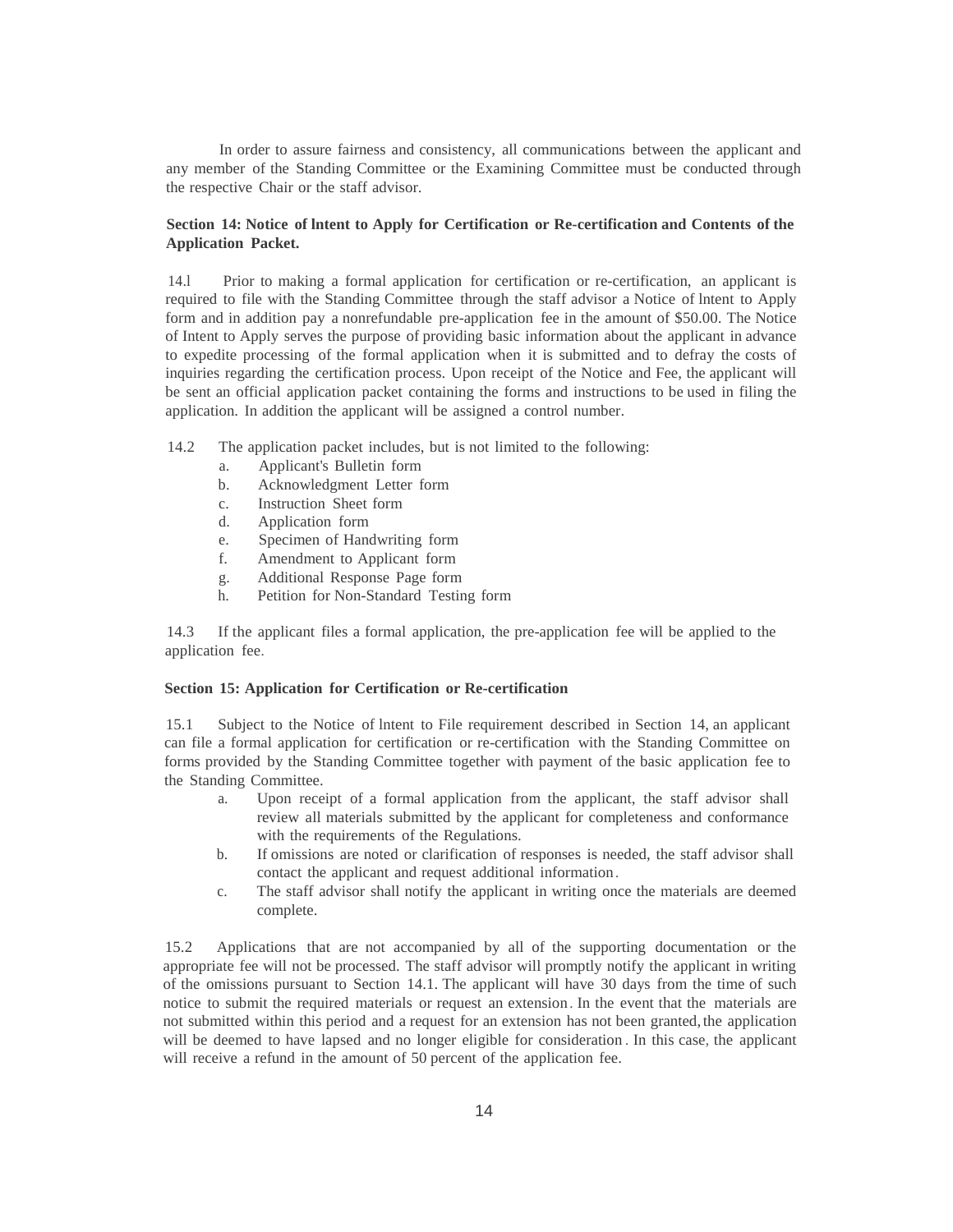In order to assure fairness and consistency, all communications between the applicant and any member of the Standing Committee or the Examining Committee must be conducted through the respective Chair or the staff advisor.

**Section 14: Notice of lntent to Apply for Certification or Re-certification and Contents of the Application Packet.**

14.l Prior to making a formal application for certification or re-certification, an applicant is required to file with the Standing Committee through the staff advisor a Notice of lntent to Apply form and in addition pay a nonrefundable pre-application fee in the amount of $50.00. The Notice of Intent to Apply serves the purpose of providing basic information about the applicant in advance to expedite processing of the formal application when it is submitted and to defray the costs of inquiries regarding the certification process. Upon receipt of the Notice and Fee, the applicant will be sent an official application packet containing the forms and instructions to be used in filing the application. In addition the applicant will be assigned a control number.

14.2 The application packet includes, but is not limited to the following:

a. Applicant's Bulletin form
b. Acknowledgment Letter form
c. Instruction Sheet form
d. Application form
e. Specimen of Handwriting form
f. Amendment to Applicant form
g. Additional Response Page form
h. Petition for Non-Standard Testing form

14.3 If the applicant files a formal application, the pre-application fee will be applied to the application fee.

**Section 15: Application for Certification or Re-certification**

15.1 Subject to the Notice of lntent to File requirement described in Section 14, an applicant can file a formal application for certification or re-certification with the Standing Committee on forms provided by the Standing Committee together with payment of the basic application fee to the Standing Committee.

a. Upon receipt of a formal application from the applicant, the staff advisor shall review all materials submitted by the applicant for completeness and conformance with the requirements of the Regulations.
b. If omissions are noted or clarification of responses is needed, the staff advisor shall contact the applicant and request additional information.
c. The staff advisor shall notify the applicant in writing once the materials are deemed complete.

15.2 Applications that are not accompanied by all of the supporting documentation or the appropriate fee will not be processed. The staff advisor will promptly notify the applicant in writing of the omissions pursuant to Section 14.1. The applicant will have 30 days from the time of such notice to submit the required materials or request an extension. In the event that the materials are not submitted within this period and a request for an extension has not been granted, the application will be deemed to have lapsed and no longer eligible for consideration. In this case, the applicant will receive a refund in the amount of 50 percent of the application fee.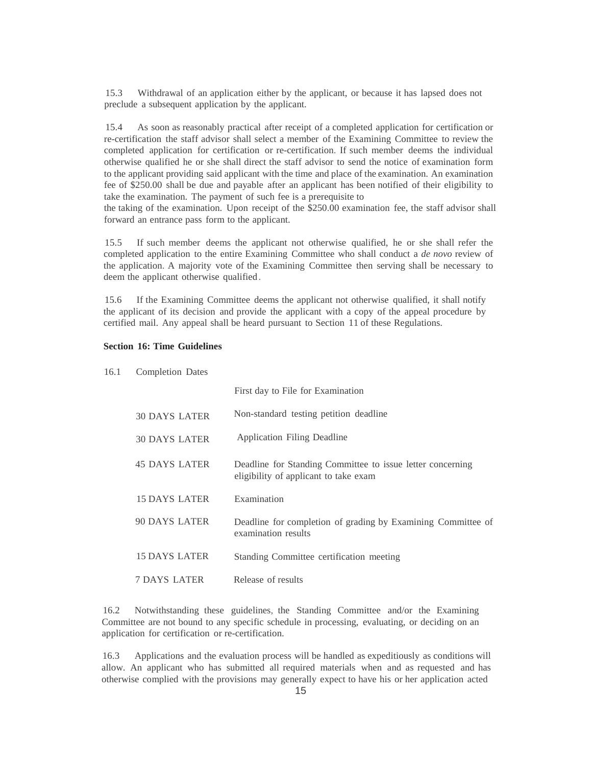15.3 Withdrawal of an application either by the applicant, or because it has lapsed does not preclude a subsequent application by the applicant.

15.4 As soon as reasonably practical after receipt of a completed application for certification or re-certification the staff advisor shall select a member of the Examining Committee to review the completed application for certification or re-certification. If such member deems the individual otherwise qualified he or she shall direct the staff advisor to send the notice of examination form to the applicant providing said applicant with the time and place of the examination. An examination fee of $250.00 shall be due and payable after an applicant has been notified of their eligibility to take the examination. The payment of such fee is a prerequisite to the taking of the examination. Upon receipt of the $250.00 examination fee, the staff advisor shall forward an entrance pass form to the applicant.

15.5 If such member deems the applicant not otherwise qualified, he or she shall refer the completed application to the entire Examining Committee who shall conduct a *de novo* review of the application. A majority vote of the Examining Committee then serving shall be necessary to deem the applicant otherwise qualified.

15.6 If the Examining Committee deems the applicant not otherwise qualified, it shall notify the applicant of its decision and provide the applicant with a copy of the appeal procedure by certified mail. Any appeal shall be heard pursuant to Section 11 of these Regulations.

**Section 16: Time Guidelines**

16.1 Completion Dates

| | |
|---|---|
| | First day to File for Examination |
| 30 DAYS LATER | Non-standard testing petition deadline |
| 30 DAYS LATER | Application Filing Deadline |
| 45 DAYS LATER | Deadline for Standing Committee to issue letter concerning eligibility of applicant to take exam |
| 15 DAYS LATER | Examination |
| 90 DAYS LATER | Deadline for completion of grading by Examining Committee of examination results |
| 15 DAYS LATER | Standing Committee certification meeting |
| 7 DAYS LATER | Release of results |

16.2 Notwithstanding these guidelines, the Standing Committee and/or the Examining Committee are not bound to any specific schedule in processing, evaluating, or deciding on an application for certification or re-certification.

16.3 Applications and the evaluation process will be handled as expeditiously as conditions will allow. An applicant who has submitted all required materials when and as requested and has otherwise complied with the provisions may generally expect to have his or her application acted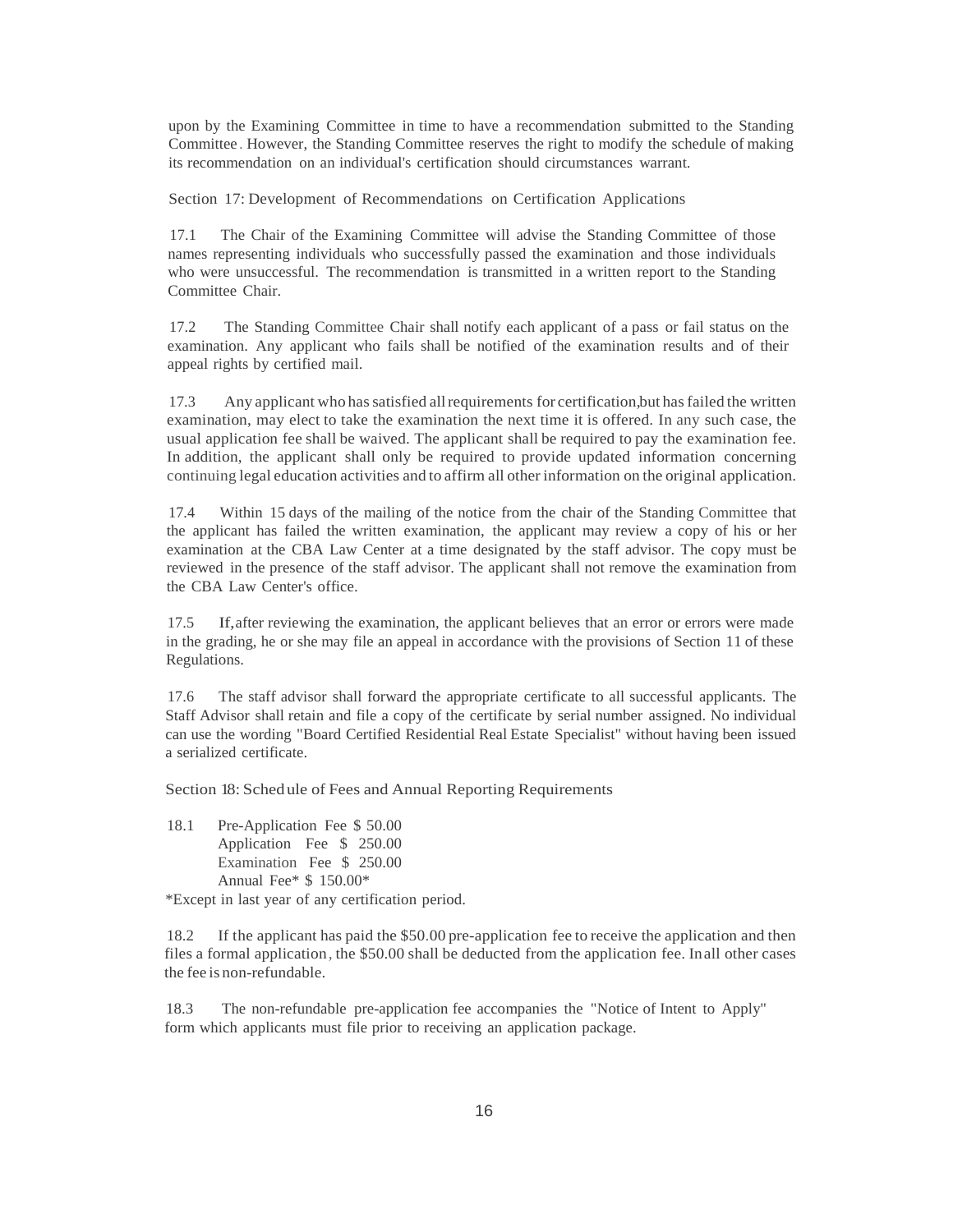upon by the Examining Committee in time to have a recommendation submitted to the Standing Committee. However, the Standing Committee reserves the right to modify the schedule of making its recommendation on an individual's certification should circumstances warrant.

## Section 17: Development of Recommendations on Certification Applications

17.1 The Chair of the Examining Committee will advise the Standing Committee of those names representing individuals who successfully passed the examination and those individuals who were unsuccessful. The recommendation is transmitted in a written report to the Standing Committee Chair.

17.2 The Standing Committee Chair shall notify each applicant of a pass or fail status on the examination. Any applicant who fails shall be notified of the examination results and of their appeal rights by certified mail.

17.3 Any applicant who has satisfied all requirements for certification, but has failed the written examination, may elect to take the examination the next time it is offered. In any such case, the usual application fee shall be waived. The applicant shall be required to pay the examination fee. In addition, the applicant shall only be required to provide updated information concerning continuing legal education activities and to affirm all other information on the original application.

17.4 Within 15 days of the mailing of the notice from the chair of the Standing Committee that the applicant has failed the written examination, the applicant may review a copy of his or her examination at the CBA Law Center at a time designated by the staff advisor. The copy must be reviewed in the presence of the staff advisor. The applicant shall not remove the examination from the CBA Law Center's office.

17.5 If, after reviewing the examination, the applicant believes that an error or errors were made in the grading, he or she may file an appeal in accordance with the provisions of Section 11 of these Regulations.

17.6 The staff advisor shall forward the appropriate certificate to all successful applicants. The Staff Advisor shall retain and file a copy of the certificate by serial number assigned. No individual can use the wording "Board Certified Residential Real Estate Specialist" without having been issued a serialized certificate.

## Section 18: Schedule of Fees and Annual Reporting Requirements

18.1 Pre-Application Fee $ 50.00
Application Fee $ 250.00
Examination Fee $ 250.00
Annual Fee* $ 150.00*

*Except in last year of any certification period.

18.2 If the applicant has paid the $50.00 pre-application fee to receive the application and then files a formal application, the $50.00 shall be deducted from the application fee. In all other cases the fee is non-refundable.

18.3 The non-refundable pre-application fee accompanies the "Notice of Intent to Apply" form which applicants must file prior to receiving an application package.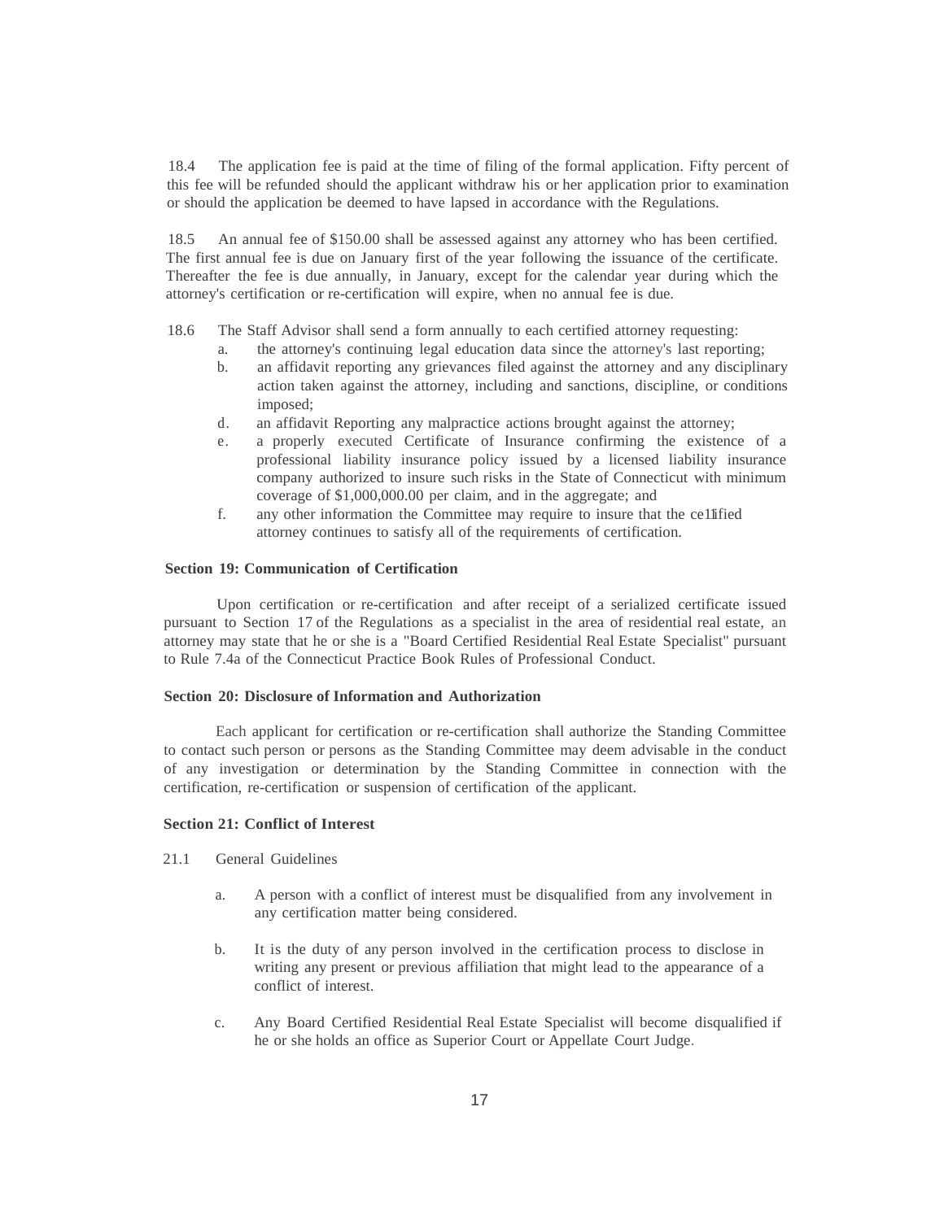18.4 The application fee is paid at the time of filing of the formal application. Fifty percent of this fee will be refunded should the applicant withdraw his or her application prior to examination or should the application be deemed to have lapsed in accordance with the Regulations.

18.5 An annual fee of $150.00 shall be assessed against any attorney who has been certified. The first annual fee is due on January first of the year following the issuance of the certificate. Thereafter the fee is due annually, in January, except for the calendar year during which the attorney's certification or re-certification will expire, when no annual fee is due.

18.6 The Staff Advisor shall send a form annually to each certified attorney requesting:

- a. the attorney's continuing legal education data since the attorney's last reporting;
- b. an affidavit reporting any grievances filed against the attorney and any disciplinary action taken against the attorney, including and sanctions, discipline, or conditions imposed;
- d. an affidavit Reporting any malpractice actions brought against the attorney;
- e. a properly executed Certificate of Insurance confirming the existence of a professional liability insurance policy issued by a licensed liability insurance company authorized to insure such risks in the State of Connecticut with minimum coverage of $1,000,000.00 per claim, and in the aggregate; and
- f. any other information the Committee may require to insure that the ce11ified attorney continues to satisfy all of the requirements of certification.

**Section 19: Communication of Certification**

Upon certification or re-certification and after receipt of a serialized certificate issued pursuant to Section 17 of the Regulations as a specialist in the area of residential real estate, an attorney may state that he or she is a "Board Certified Residential Real Estate Specialist" pursuant to Rule 7.4a of the Connecticut Practice Book Rules of Professional Conduct.

**Section 20: Disclosure of Information and Authorization**

Each applicant for certification or re-certification shall authorize the Standing Committee to contact such person or persons as the Standing Committee may deem advisable in the conduct of any investigation or determination by the Standing Committee in connection with the certification, re-certification or suspension of certification of the applicant.

**Section 21: Conflict of Interest**

21.1 General Guidelines

- a. A person with a conflict of interest must be disqualified from any involvement in any certification matter being considered.
- b. It is the duty of any person involved in the certification process to disclose in writing any present or previous affiliation that might lead to the appearance of a conflict of interest.
- c. Any Board Certified Residential Real Estate Specialist will become disqualified if he or she holds an office as Superior Court or Appellate Court Judge.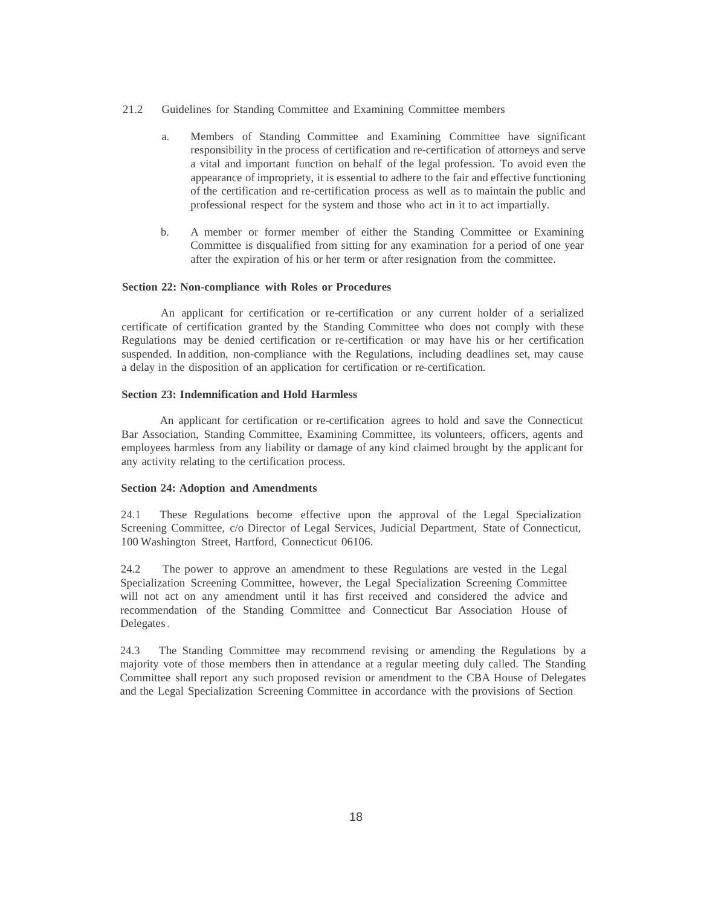21.2 Guidelines for Standing Committee and Examining Committee members

a. Members of Standing Committee and Examining Committee have significant responsibility in the process of certification and re-certification of attorneys and serve a vital and important function on behalf of the legal profession. To avoid even the appearance of impropriety, it is essential to adhere to the fair and effective functioning of the certification and re-certification process as well as to maintain the public and professional respect for the system and those who act in it to act impartially.

b. A member or former member of either the Standing Committee or Examining Committee is disqualified from sitting for any examination for a period of one year after the expiration of his or her term or after resignation from the committee.

**Section 22: Non-compliance with Roles or Procedures**

An applicant for certification or re-certification or any current holder of a serialized certificate of certification granted by the Standing Committee who does not comply with these Regulations may be denied certification or re-certification or may have his or her certification suspended. In addition, non-compliance with the Regulations, including deadlines set, may cause a delay in the disposition of an application for certification or re-certification.

**Section 23: Indemnification and Hold Harmless**

An applicant for certification or re-certification agrees to hold and save the Connecticut Bar Association, Standing Committee, Examining Committee, its volunteers, officers, agents and employees harmless from any liability or damage of any kind claimed brought by the applicant for any activity relating to the certification process.

**Section 24: Adoption and Amendments**

24.1 These Regulations become effective upon the approval of the Legal Specialization Screening Committee, c/o Director of Legal Services, Judicial Department, State of Connecticut, 100 Washington Street, Hartford, Connecticut 06106.

24.2 The power to approve an amendment to these Regulations are vested in the Legal Specialization Screening Committee, however, the Legal Specialization Screening Committee will not act on any amendment until it has first received and considered the advice and recommendation of the Standing Committee and Connecticut Bar Association House of Delegates.

24.3 The Standing Committee may recommend revising or amending the Regulations by a majority vote of those members then in attendance at a regular meeting duly called. The Standing Committee shall report any such proposed revision or amendment to the CBA House of Delegates and the Legal Specialization Screening Committee in accordance with the provisions of Section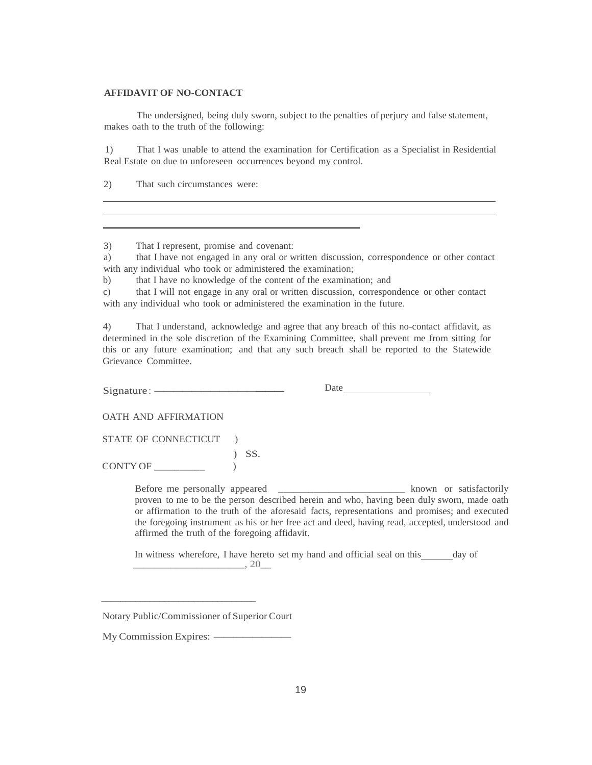**AFFIDAVIT OF NO-CONTACT**

The undersigned, being duly sworn, subject to the penalties of perjury and false statement, makes oath to the truth of the following:

1) That I was unable to attend the examination for Certification as a Specialist in Residential Real Estate on due to unforeseen occurrences beyond my control.

2) That such circumstances were:

______________________________________________________________________________

______________________________________________________________________________

__________________________________________________

3) That I represent, promise and covenant:

a) that I have not engaged in any oral or written discussion, correspondence or other contact with any individual who took or administered the examination;

b) that I have no knowledge of the content of the examination; and

c) that I will not engage in any oral or written discussion, correspondence or other contact with any individual who took or administered the examination in the future.

4) That I understand, acknowledge and agree that any breach of this no-contact affidavit, as determined in the sole discretion of the Examining Committee, shall prevent me from sitting for this or any future examination; and that any such breach shall be reported to the Statewide Grievance Committee.

Signature: ________________________ Date__________________

OATH AND AFFIRMATION

STATE OF CONNECTICUT )
) SS.
CONTY OF __________ )

Before me personally appeared _________________________ known or satisfactorily proven to me to be the person described herein and who, having been duly sworn, made oath or affirmation to the truth of the aforesaid facts, representations and promises; and executed the foregoing instrument as his or her free act and deed, having read, accepted, understood and affirmed the truth of the foregoing affidavit.

In witness wherefore, I have hereto set my hand and official seal on this______day of ______________________, 20__

______________________________

Notary Public/Commissioner of Superior Court

My Commission Expires: _______________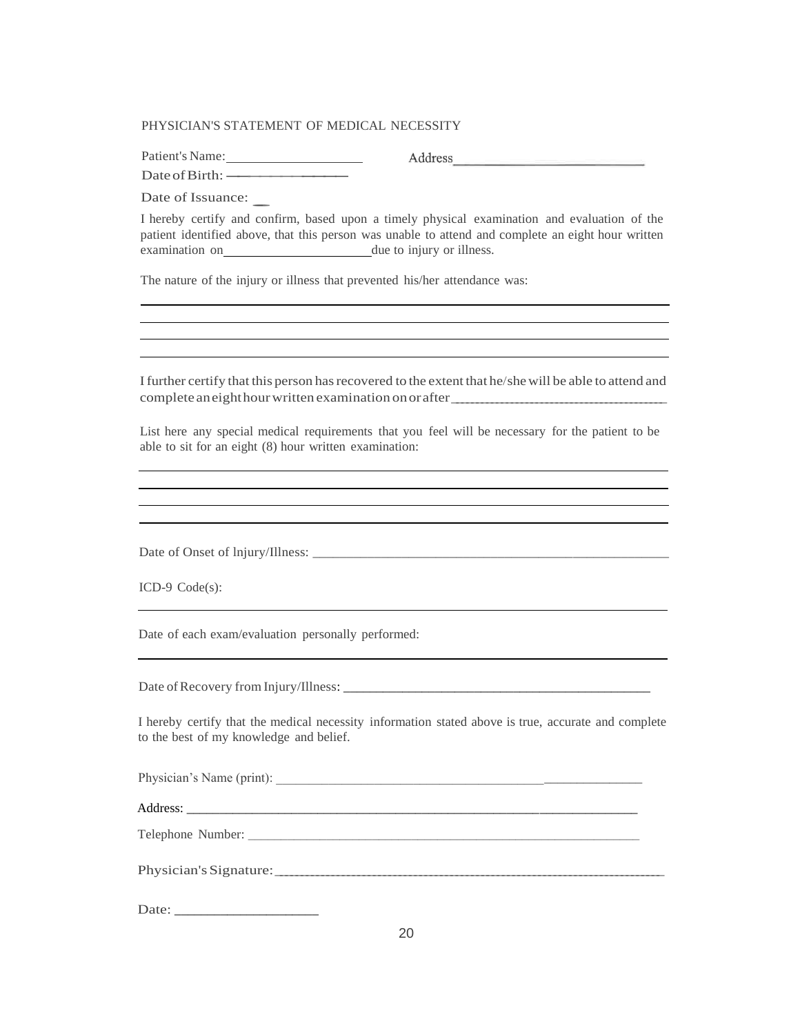# PHYSICIAN'S STATEMENT OF MEDICAL NECESSITY

Patient's Name: ____________________ Address ____________________________

Date of Birth: ________________

Date of Issuance: __

I hereby certify and confirm, based upon a timely physical examination and evaluation of the patient identified above, that this person was unable to attend and complete an eight hour written examination on ______________________ due to injury or illness.

The nature of the injury or illness that prevented his/her attendance was:

________________________________________________________________________________

________________________________________________________________________________

________________________________________________________________________________

________________________________________________________________________________

I further certify that this person has recovered to the extent that he/she will be able to attend and complete an eight hour written examination on or after ________________________________________

List here any special medical requirements that you feel will be necessary for the patient to be able to sit for an eight (8) hour written examination:

________________________________________________________________________________

________________________________________________________________________________

________________________________________________________________________________

________________________________________________________________________________

Date of Onset of Injury/Illness: ______________________________________________________

ICD-9 Code(s):

________________________________________________________________________________

Date of each exam/evaluation personally performed:

________________________________________________________________________________

Date of Recovery from Injury/Illness: _____________________________________________

I hereby certify that the medical necessity information stated above is true, accurate and complete to the best of my knowledge and belief.

Physician's Name (print): ________________________________________________________

Address: _____________________________________________________________________

Telephone Number: _____________________________________________________________

Physician's Signature: ____________________________________________________________

Date: ____________________